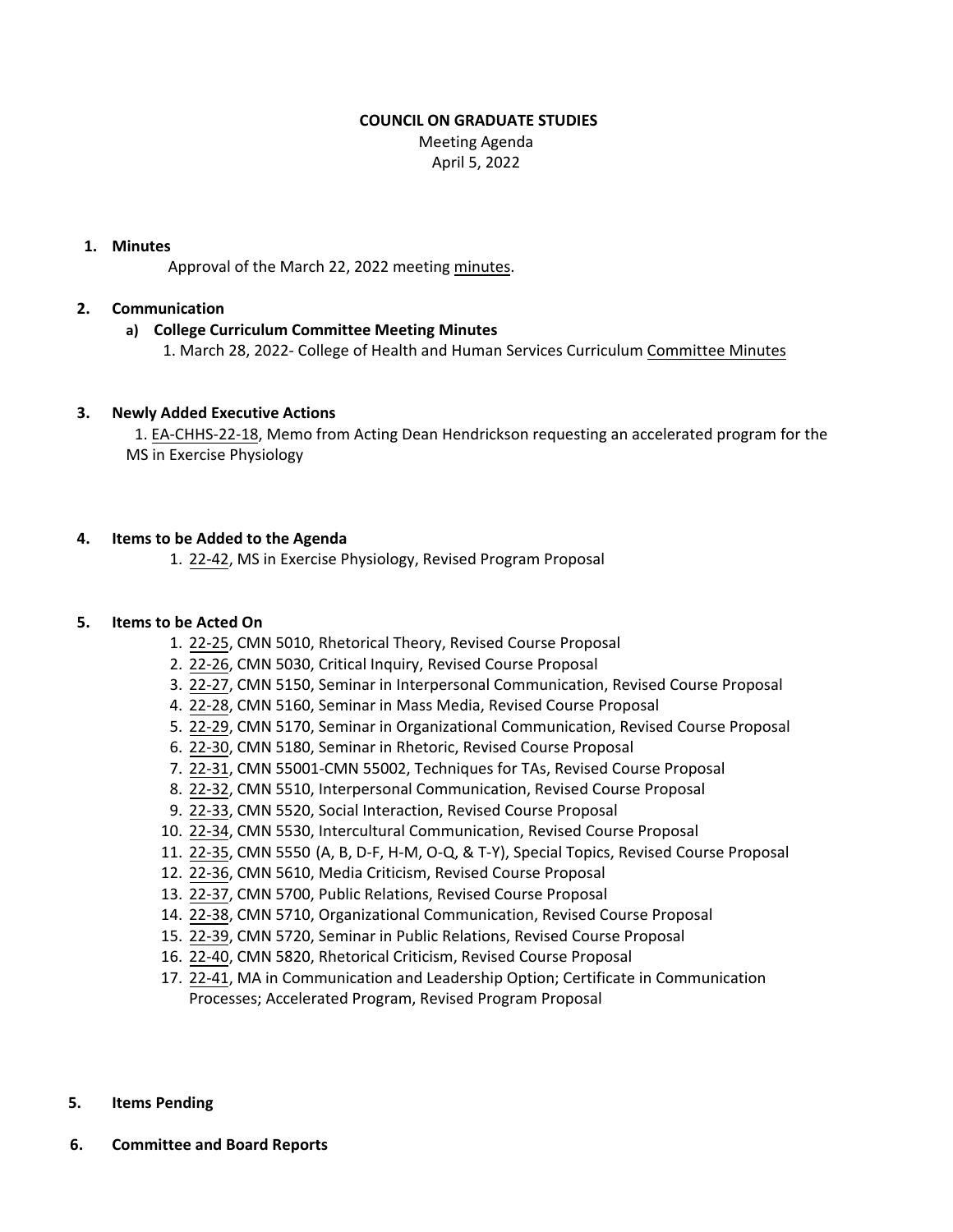**COUNCIL ON GRADUATE STUDIES**

Meeting Agenda

April 5, 2022

1. **Minutes**

   Approval of the March 22, 2022 meeting minutes.

2. **Communication**

   a) **College Curriculum Committee Meeting Minutes**

      1. March 28, 2022- College of Health and Human Services Curriculum Committee Minutes

3. **Newly Added Executive Actions**

   1. EA-CHHS-22-18, Memo from Acting Dean Hendrickson requesting an accelerated program for the MS in Exercise Physiology

4. **Items to be Added to the Agenda**

   1. 22-42, MS in Exercise Physiology, Revised Program Proposal

5. **Items to be Acted On**

   1. 22-25, CMN 5010, Rhetorical Theory, Revised Course Proposal
   2. 22-26, CMN 5030, Critical Inquiry, Revised Course Proposal
   3. 22-27, CMN 5150, Seminar in Interpersonal Communication, Revised Course Proposal
   4. 22-28, CMN 5160, Seminar in Mass Media, Revised Course Proposal
   5. 22-29, CMN 5170, Seminar in Organizational Communication, Revised Course Proposal
   6. 22-30, CMN 5180, Seminar in Rhetoric, Revised Course Proposal
   7. 22-31, CMN 55001-CMN 55002, Techniques for TAs, Revised Course Proposal
   8. 22-32, CMN 5510, Interpersonal Communication, Revised Course Proposal
   9. 22-33, CMN 5520, Social Interaction, Revised Course Proposal
   10. 22-34, CMN 5530, Intercultural Communication, Revised Course Proposal
   11. 22-35, CMN 5550 (A, B, D-F, H-M, O-Q, & T-Y), Special Topics, Revised Course Proposal
   12. 22-36, CMN 5610, Media Criticism, Revised Course Proposal
   13. 22-37, CMN 5700, Public Relations, Revised Course Proposal
   14. 22-38, CMN 5710, Organizational Communication, Revised Course Proposal
   15. 22-39, CMN 5720, Seminar in Public Relations, Revised Course Proposal
   16. 22-40, CMN 5820, Rhetorical Criticism, Revised Course Proposal
   17. 22-41, MA in Communication and Leadership Option; Certificate in Communication Processes; Accelerated Program, Revised Program Proposal

5. **Items Pending**

6. **Committee and Board Reports**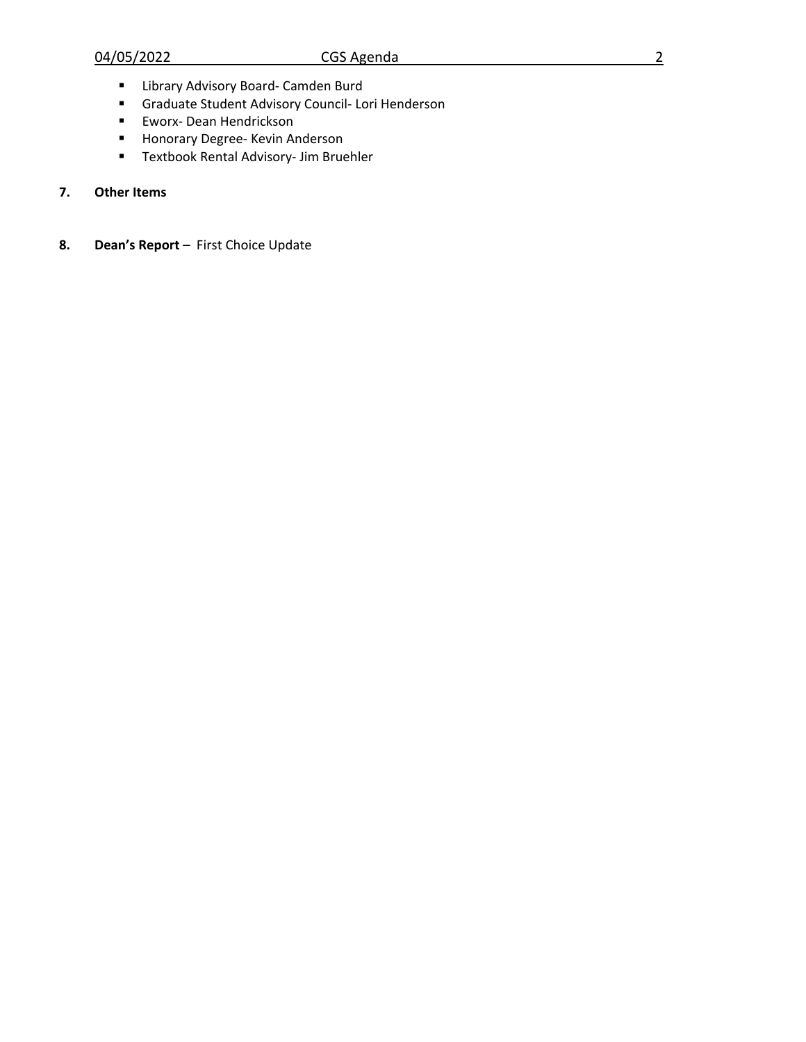- Library Advisory Board- Camden Burd
- Graduate Student Advisory Council- Lori Henderson
- Eworx- Dean Hendrickson
- Honorary Degree- Kevin Anderson
- Textbook Rental Advisory- Jim Bruehler

**7. Other Items**

**8. Dean's Report** – First Choice Update